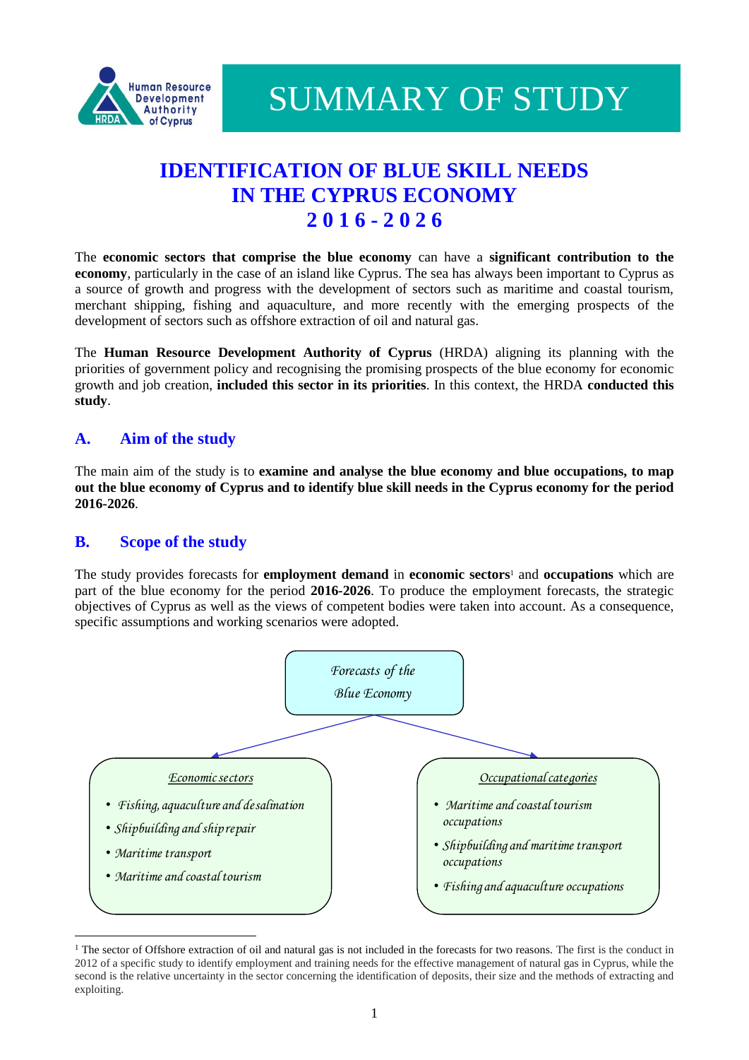Human Resource Development Authority of Cyprus

# SUMMARY OF STUDY

## IDENTIFICATION OF BLUE SKILL NEEDS IN THE CYPRUS ECONOMY 2016-2026

The **economic sectors that comprise the blue economy** can have a **significant contribution to the economy**, particularly in the case of an island like Cyprus. The sea has always been important to Cyprus as a source of growth and progress with the development of sectors such as maritime and coastal tourism, merchant shipping, fishing and aquaculture, and more recently with the emerging prospects of the development of sectors such as offshore extraction of oil and natural gas.

The **Human Resource Development Authority of Cyprus** (HRDA) aligning its planning with the priorities of government policy and recognising the promising prospects of the blue economy for economic growth and job creation, **included this sector in its priorities**. In this context, the HRDA **conducted this study**.

### A. Aim of the study

The main aim of the study is to **examine and analyse the blue economy and blue occupations, to map out the blue economy of Cyprus and to identify blue skill needs in the Cyprus economy for the period 2016-2026**.

### B. Scope of the study

The study provides forecasts for **employment demand** in **economic sectors**[1] and **occupations** which are part of the blue economy for the period **2016-2026**. To produce the employment forecasts, the strategic objectives of Cyprus as well as the views of competent bodies were taken into account. As a consequence, specific assumptions and working scenarios were adopted.

*Forecasts of the Blue Economy*

*Economic sectors*

- *Fishing, aquaculture and desalination*
- *Shipbuilding and ship repair*
- *Maritime transport*
- *Maritime and coastal tourism*

*Occupational categories*

- *Maritime and coastal tourism occupations*
- *Shipbuilding and maritime transport occupations*
- *Fishing and aquaculture occupations*

---

[1] The sector of Offshore extraction of oil and natural gas is not included in the forecasts for two reasons. The first is the conduct in 2012 of a specific study to identify employment and training needs for the effective management of natural gas in Cyprus, while the second is the relative uncertainty in the sector concerning the identification of deposits, their size and the methods of extracting and exploiting.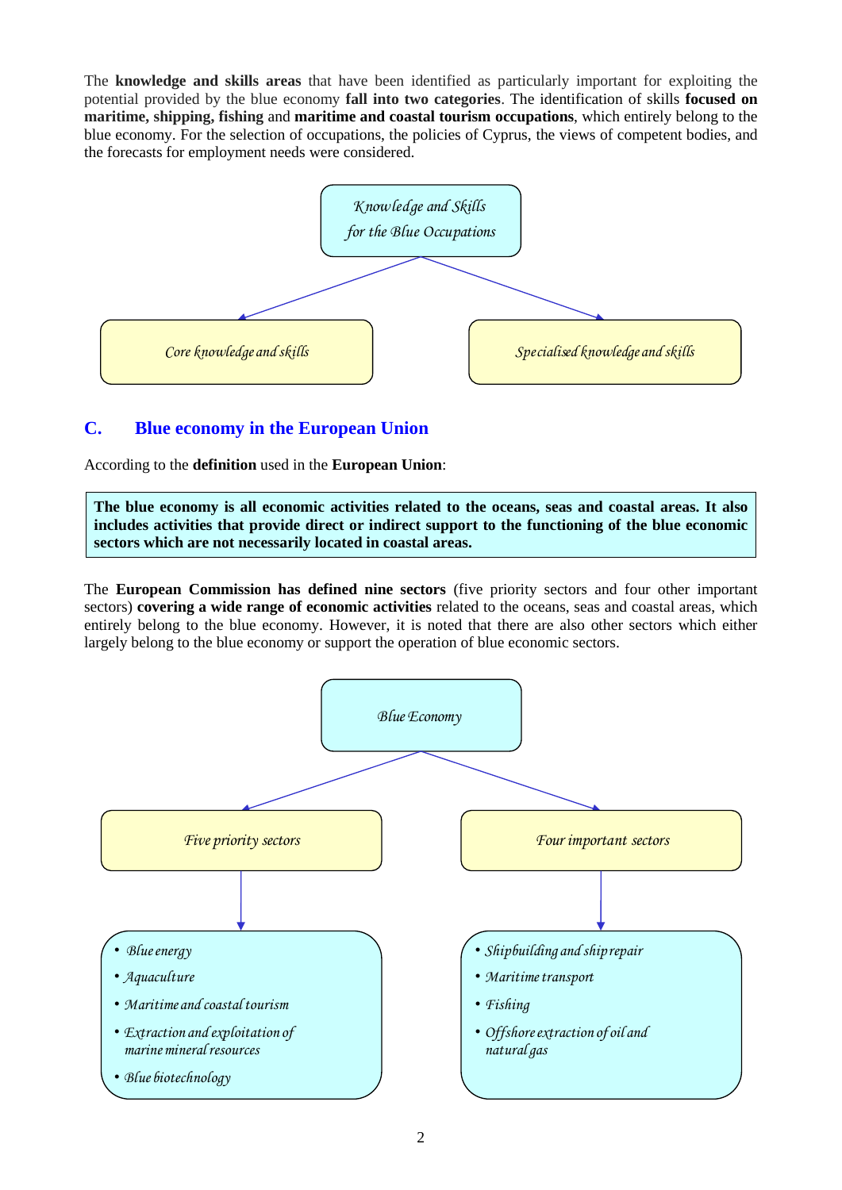The **knowledge and skills areas** that have been identified as particularly important for exploiting the potential provided by the blue economy **fall into two categories**. The identification of skills **focused on maritime, shipping, fishing** and **maritime and coastal tourism occupations**, which entirely belong to the blue economy. For the selection of occupations, the policies of Cyprus, the views of competent bodies, and the forecasts for employment needs were considered.

*Knowledge and Skills for the Blue Occupations*

- *Core knowledge and skills*
- *Specialised knowledge and skills*

## C. Blue economy in the European Union

According to the **definition** used in the **European Union**:

> **The blue economy is all economic activities related to the oceans, seas and coastal areas. It also includes activities that provide direct or indirect support to the functioning of the blue economic sectors which are not necessarily located in coastal areas.**

The **European Commission has defined nine sectors** (five priority sectors and four other important sectors) **covering a wide range of economic activities** related to the oceans, seas and coastal areas, which entirely belong to the blue economy. However, it is noted that there are also other sectors which either largely belong to the blue economy or support the operation of blue economic sectors.

*Blue Economy*

*Five priority sectors*

- *Blue energy*
- *Aquaculture*
- *Maritime and coastal tourism*
- *Extraction and exploitation of marine mineral resources*
- *Blue biotechnology*

*Four important sectors*

- *Shipbuilding and ship repair*
- *Maritime transport*
- *Fishing*
- *Offshore extraction of oil and natural gas*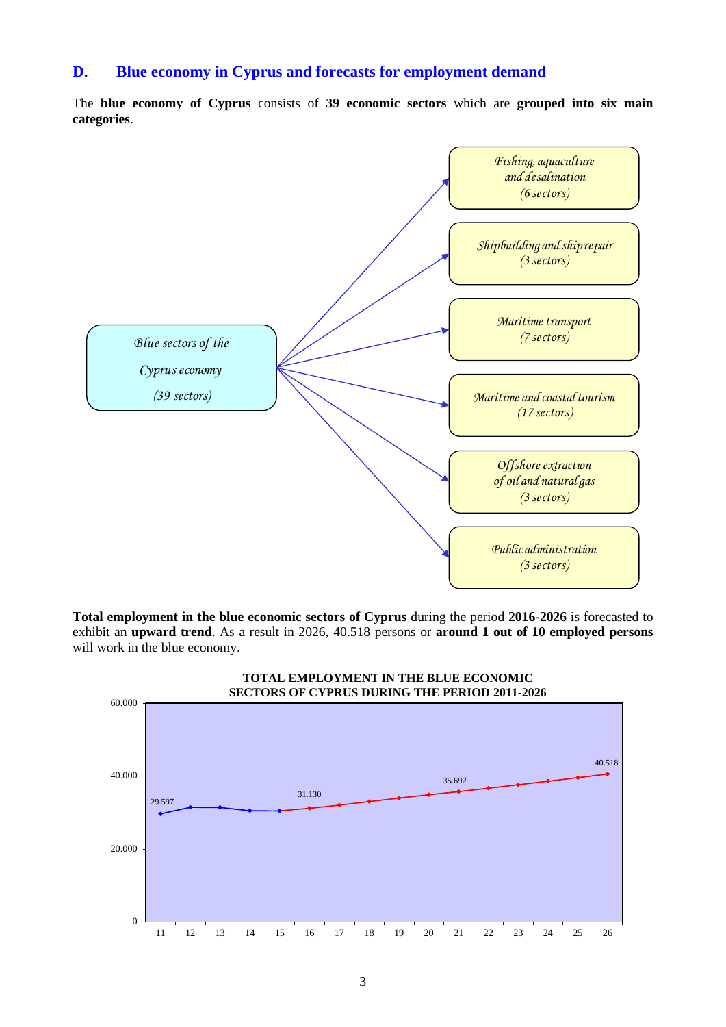## D. Blue economy in Cyprus and forecasts for employment demand

The **blue economy of Cyprus** consists of **39 economic sectors** which are **grouped into six main categories**.

*Blue sectors of the Cyprus economy (39 sectors)*

- *Fishing, aquaculture and desalination (6 sectors)*
- *Shipbuilding and ship repair (3 sectors)*
- *Maritime transport (7 sectors)*
- *Maritime and coastal tourism (17 sectors)*
- *Offshore extraction of oil and natural gas (3 sectors)*
- *Public administration (3 sectors)*

**Total employment in the blue economic sectors of Cyprus** during the period **2016-2026** is forecasted to exhibit an **upward trend**. As a result in 2026, 40.518 persons or **around 1 out of 10 employed persons** will work in the blue economy.

**TOTAL EMPLOYMENT IN THE BLUE ECONOMIC SECTORS OF CYPRUS DURING THE PERIOD 2011-2026**

| Year | Employment |
|---|---|
| 11 | 29.597 |
| 16 | 31.130 |
| 21 | 35.692 |
| 26 | 40.518 |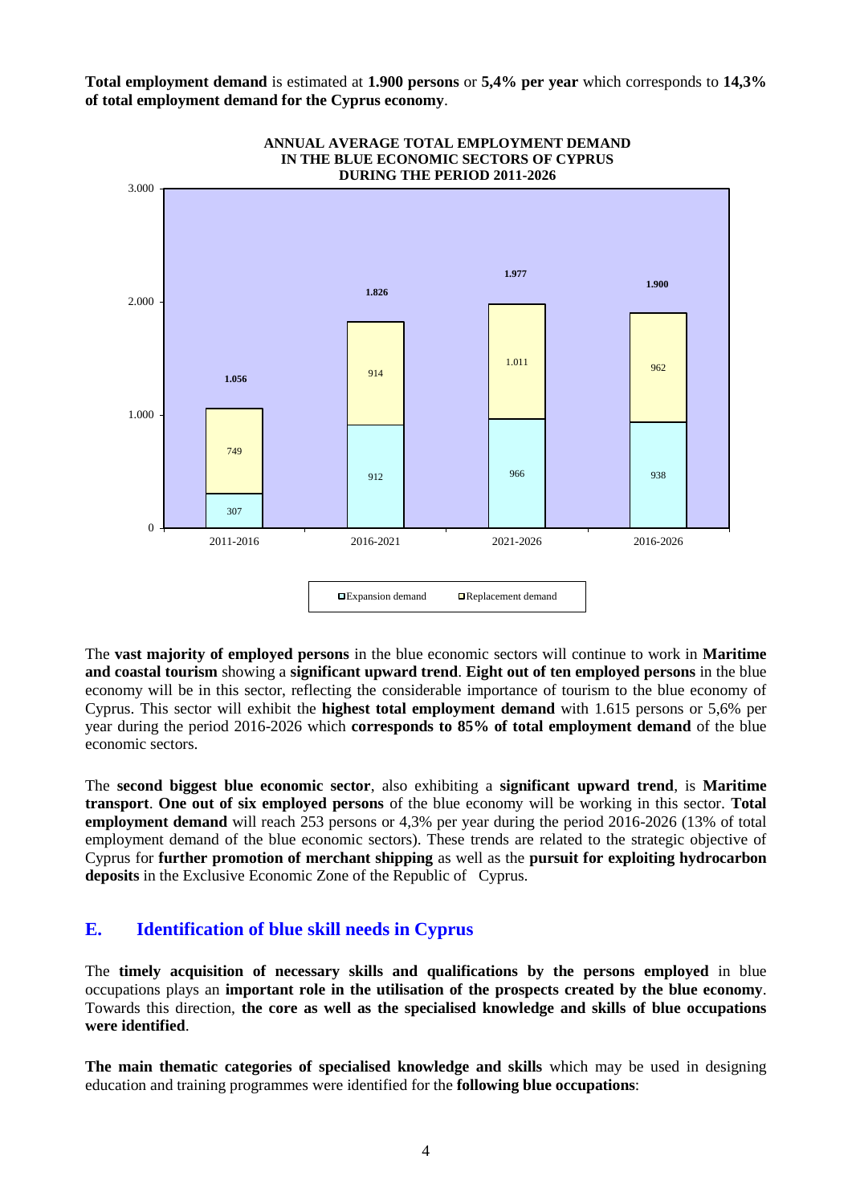**Total employment demand** is estimated at **1.900 persons** or **5,4% per year** which corresponds to **14,3% of total employment demand for the Cyprus economy**.

**ANNUAL AVERAGE TOTAL EMPLOYMENT DEMAND IN THE BLUE ECONOMIC SECTORS OF CYPRUS DURING THE PERIOD 2011-2026**

| Period | Expansion demand | Replacement demand | Total |
|---|---|---|---|
| 2011-2016 | 307 | 749 | 1.056 |
| 2016-2021 | 912 | 914 | 1.826 |
| 2021-2026 | 966 | 1.011 | 1.977 |
| 2016-2026 | 938 | 962 | 1.900 |

The **vast majority of employed persons** in the blue economic sectors will continue to work in **Maritime and coastal tourism** showing a **significant upward trend**. **Eight out of ten employed persons** in the blue economy will be in this sector, reflecting the considerable importance of tourism to the blue economy of Cyprus. This sector will exhibit the **highest total employment demand** with 1.615 persons or 5,6% per year during the period 2016-2026 which **corresponds to 85% of total employment demand** of the blue economic sectors.

The **second biggest blue economic sector**, also exhibiting a **significant upward trend**, is **Maritime transport**. **One out of six employed persons** of the blue economy will be working in this sector. **Total employment demand** will reach 253 persons or 4,3% per year during the period 2016-2026 (13% of total employment demand of the blue economic sectors). These trends are related to the strategic objective of Cyprus for **further promotion of merchant shipping** as well as the **pursuit for exploiting hydrocarbon deposits** in the Exclusive Economic Zone of the Republic of Cyprus.

## E. Identification of blue skill needs in Cyprus

The **timely acquisition of necessary skills and qualifications by the persons employed** in blue occupations plays an **important role in the utilisation of the prospects created by the blue economy**. Towards this direction, **the core as well as the specialised knowledge and skills of blue occupations were identified**.

**The main thematic categories of specialised knowledge and skills** which may be used in designing education and training programmes were identified for the **following blue occupations**: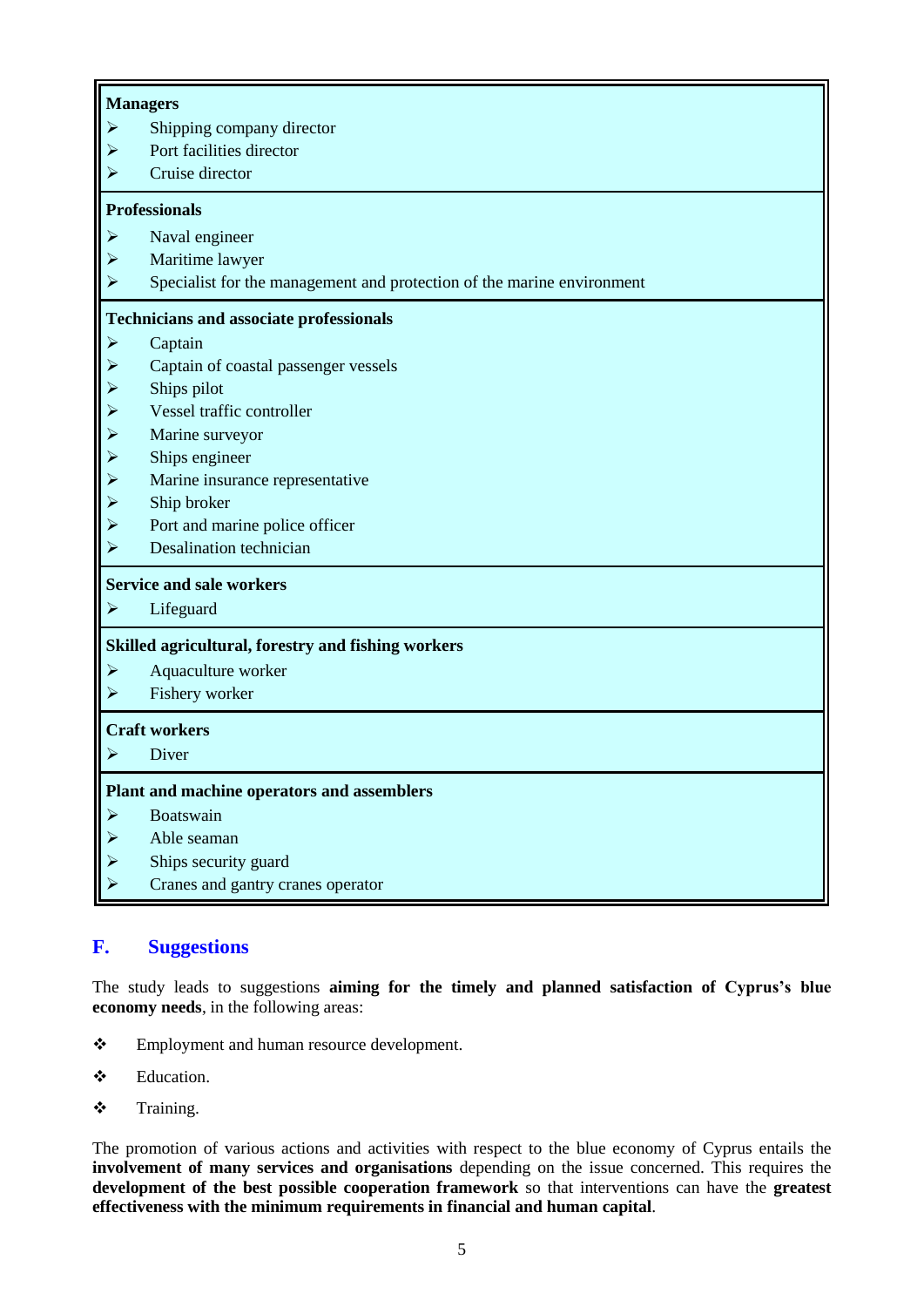**Managers**

- Shipping company director
- Port facilities director
- Cruise director

**Professionals**

- Naval engineer
- Maritime lawyer
- Specialist for the management and protection of the marine environment

**Technicians and associate professionals**

- Captain
- Captain of coastal passenger vessels
- Ships pilot
- Vessel traffic controller
- Marine surveyor
- Ships engineer
- Marine insurance representative
- Ship broker
- Port and marine police officer
- Desalination technician

**Service and sale workers**

- Lifeguard

**Skilled agricultural, forestry and fishing workers**

- Aquaculture worker
- Fishery worker

**Craft workers**

- Diver

**Plant and machine operators and assemblers**

- Boatswain
- Able seaman
- Ships security guard
- Cranes and gantry cranes operator

## F. Suggestions

The study leads to suggestions **aiming for the timely and planned satisfaction of Cyprus's blue economy needs**, in the following areas:

- Employment and human resource development.
- Education.
- Training.

The promotion of various actions and activities with respect to the blue economy of Cyprus entails the **involvement of many services and organisations** depending on the issue concerned. This requires the **development of the best possible cooperation framework** so that interventions can have the **greatest effectiveness with the minimum requirements in financial and human capital**.